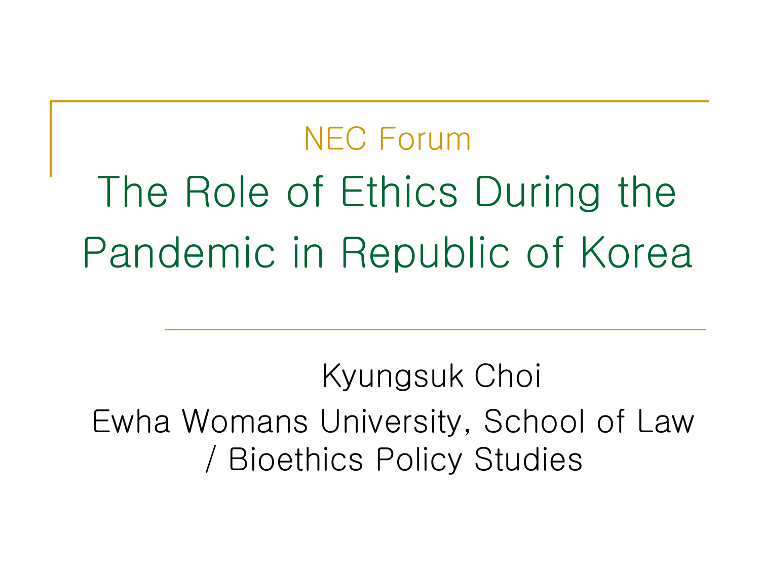NEC Forum

# The Role of Ethics During the Pandemic in Republic of Korea

Kyungsuk Choi

Ewha Womans University, School of Law / Bioethics Policy Studies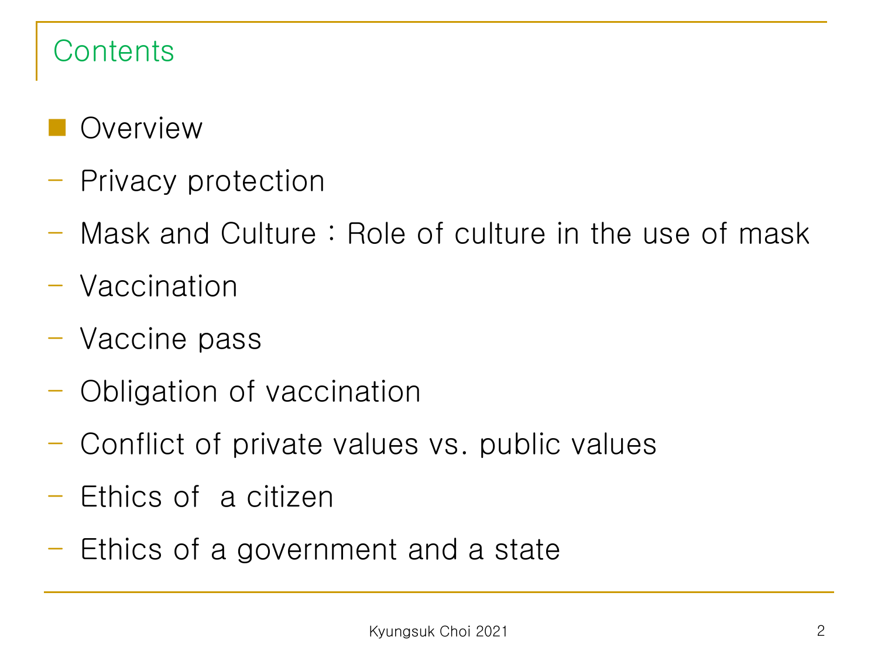# Contents

- Overview
  - Privacy protection
  - Mask and Culture : Role of culture in the use of mask
  - Vaccination
  - Vaccine pass
  - Obligation of vaccination
  - Conflict of private values vs. public values
  - Ethics of  a citizen
  - Ethics of a government and a state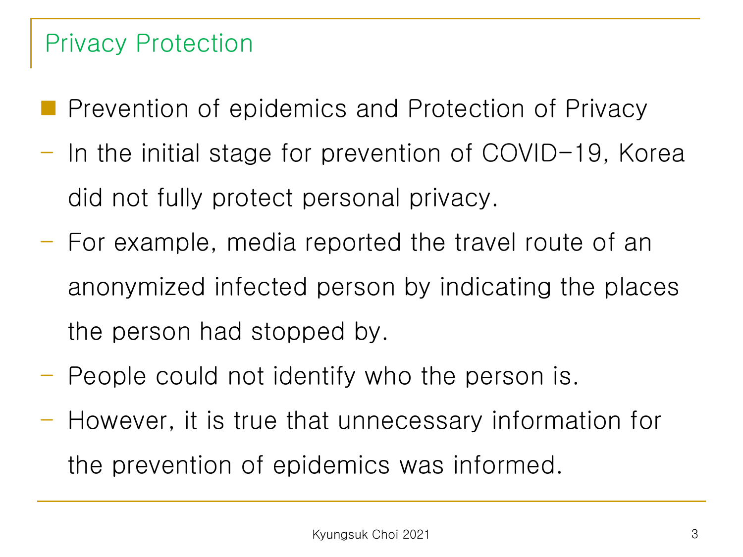## Privacy Protection

- Prevention of epidemics and Protection of Privacy
  - In the initial stage for prevention of COVID-19, Korea did not fully protect personal privacy.
  - For example, media reported the travel route of an anonymized infected person by indicating the places the person had stopped by.
  - People could not identify who the person is.
  - However, it is true that unnecessary information for the prevention of epidemics was informed.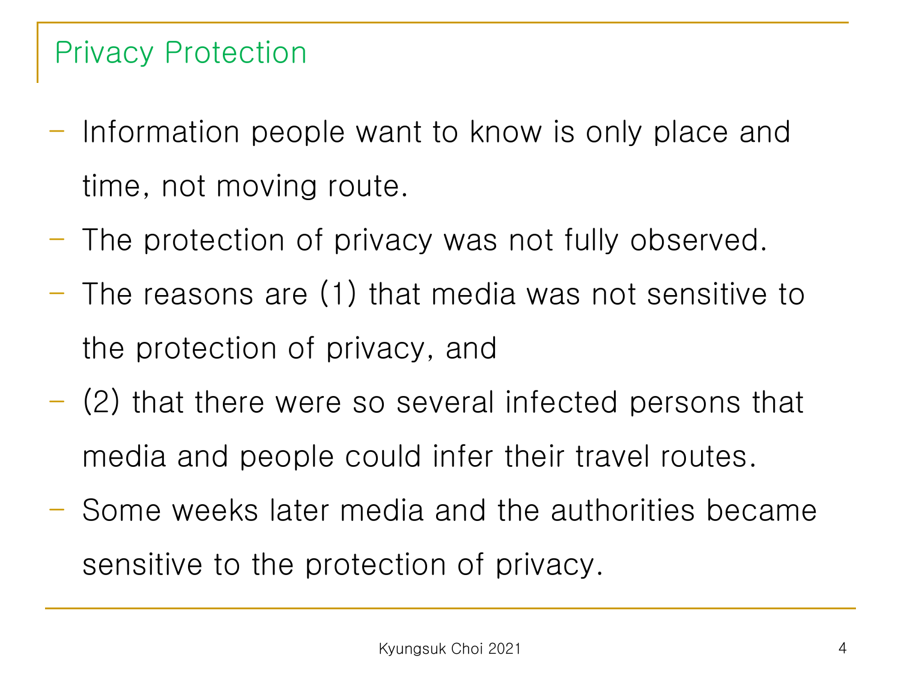## Privacy Protection

- Information people want to know is only place and time, not moving route.
- The protection of privacy was not fully observed.
- The reasons are (1) that media was not sensitive to the protection of privacy, and
- (2) that there were so several infected persons that media and people could infer their travel routes.
- Some weeks later media and the authorities became sensitive to the protection of privacy.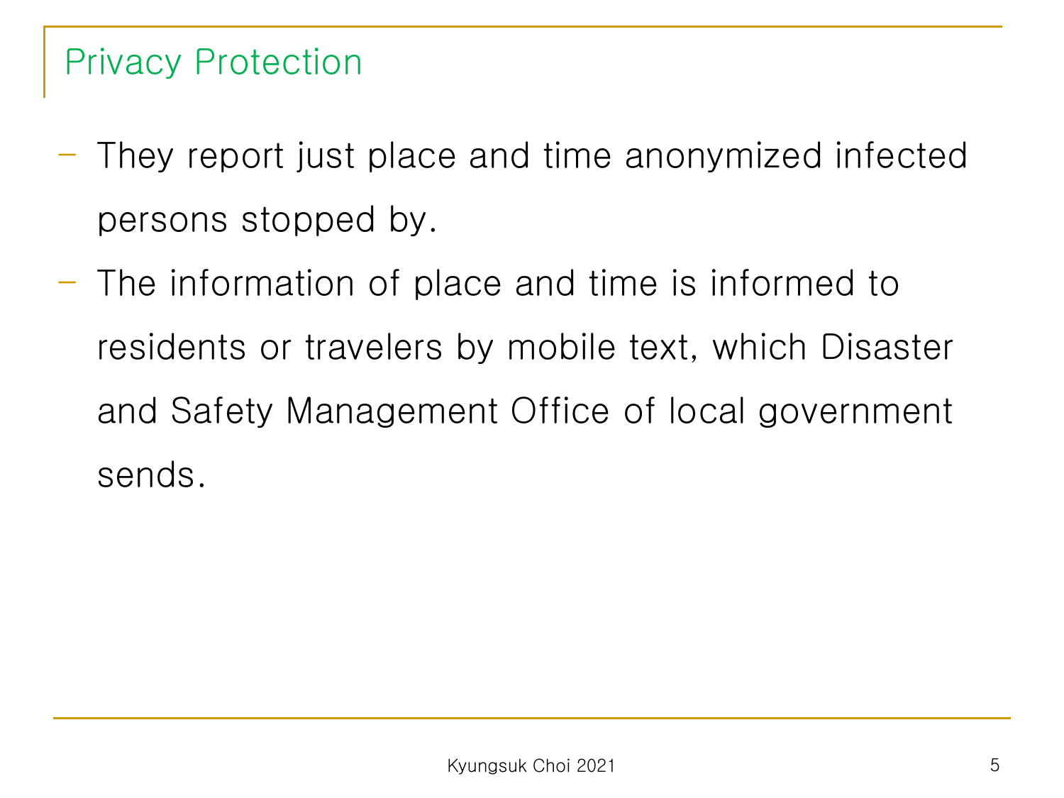## Privacy Protection

- They report just place and time anonymized infected persons stopped by.
- The information of place and time is informed to residents or travelers by mobile text, which Disaster and Safety Management Office of local government sends.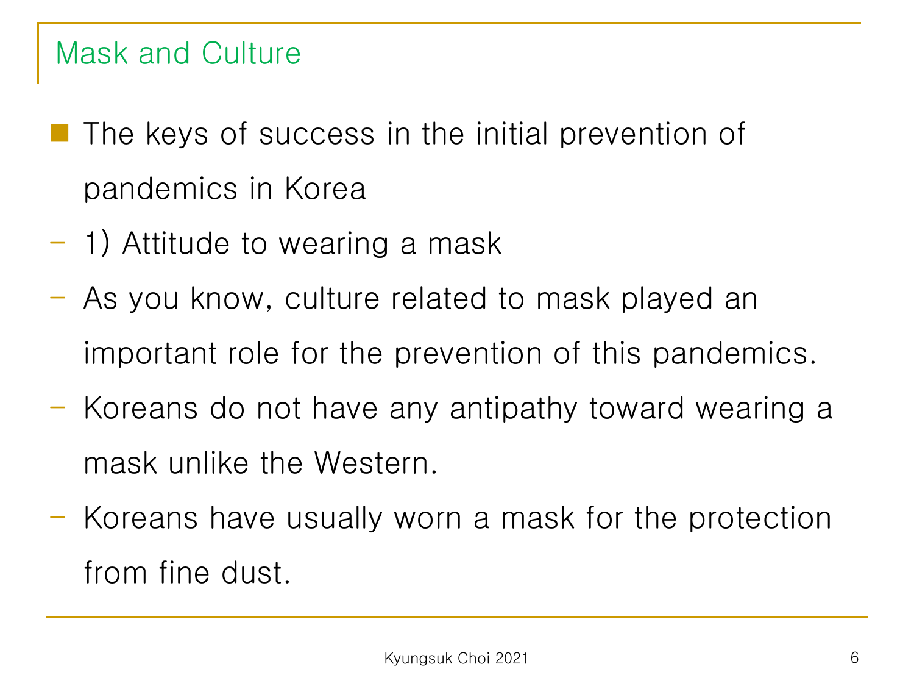## Mask and Culture

- The keys of success in the initial prevention of pandemics in Korea
  - 1) Attitude to wearing a mask
  - As you know, culture related to mask played an important role for the prevention of this pandemics.
  - Koreans do not have any antipathy toward wearing a mask unlike the Western.
  - Koreans have usually worn a mask for the protection from fine dust.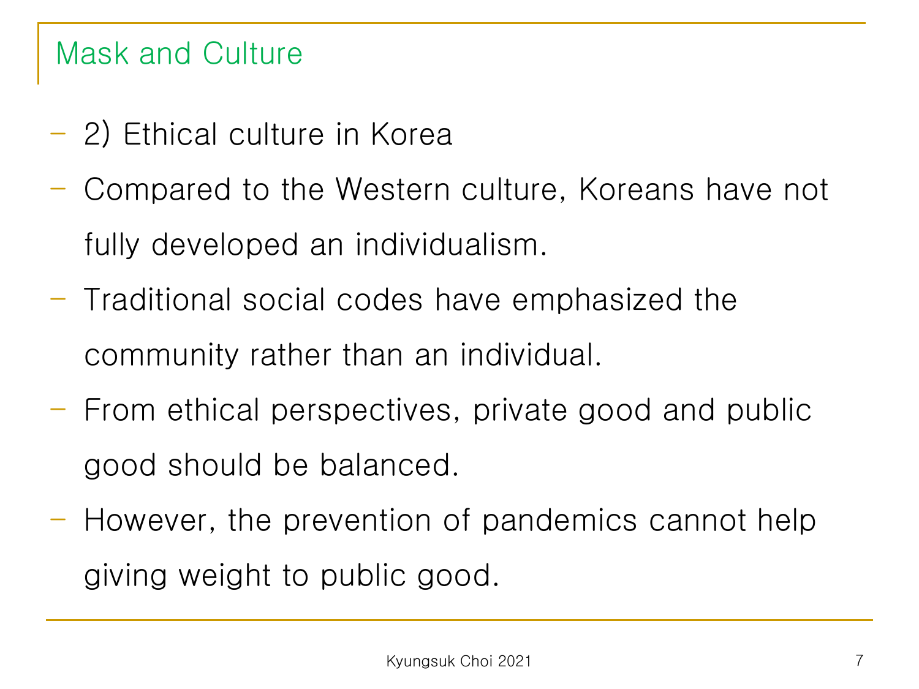## Mask and Culture

- 2) Ethical culture in Korea
- Compared to the Western culture, Koreans have not fully developed an individualism.
- Traditional social codes have emphasized the community rather than an individual.
- From ethical perspectives, private good and public good should be balanced.
- However, the prevention of pandemics cannot help giving weight to public good.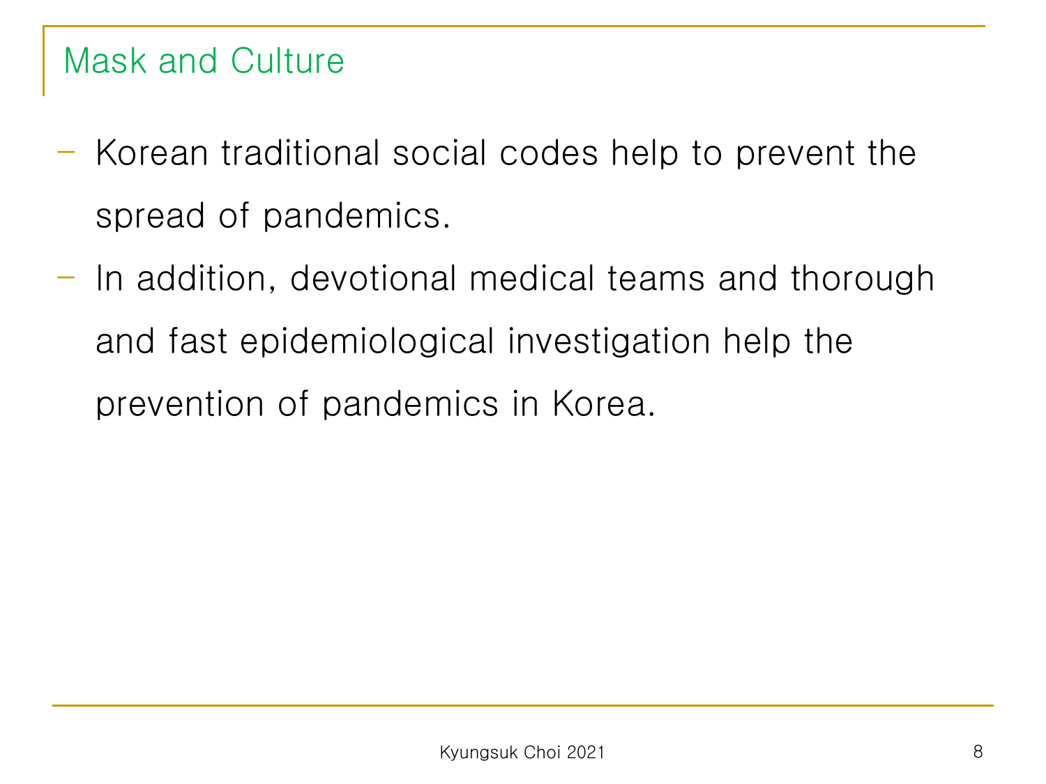## Mask and Culture

- Korean traditional social codes help to prevent the spread of pandemics.
- In addition, devotional medical teams and thorough and fast epidemiological investigation help the prevention of pandemics in Korea.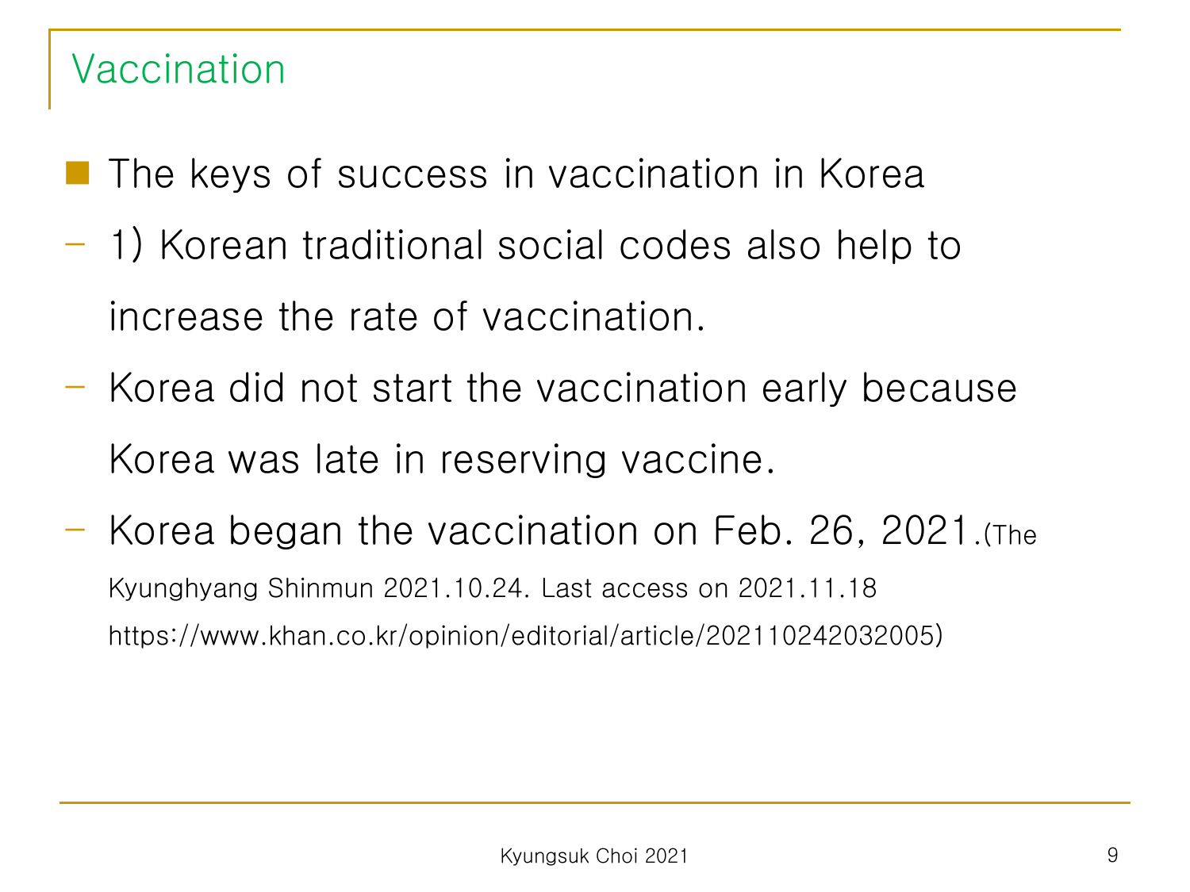## Vaccination

- The keys of success in vaccination in Korea
  - 1) Korean traditional social codes also help to increase the rate of vaccination.
  - Korea did not start the vaccination early because Korea was late in reserving vaccine.
  - Korea began the vaccination on Feb. 26, 2021.(The Kyunghyang Shinmun 2021.10.24. Last access on 2021.11.18 https://www.khan.co.kr/opinion/editorial/article/202110242032005)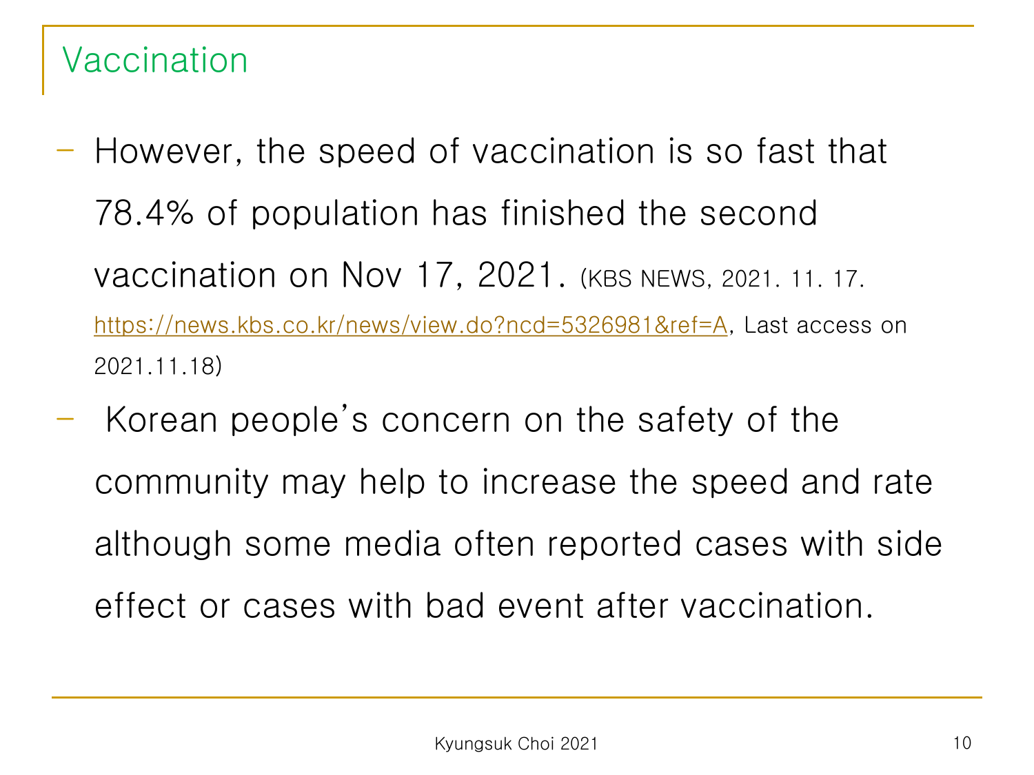# Vaccination

- However, the speed of vaccination is so fast that 78.4% of population has finished the second vaccination on Nov 17, 2021. (KBS NEWS, 2021. 11. 17. https://news.kbs.co.kr/news/view.do?ncd=5326981&ref=A, Last access on 2021.11.18)
- Korean people's concern on the safety of the community may help to increase the speed and rate although some media often reported cases with side effect or cases with bad event after vaccination.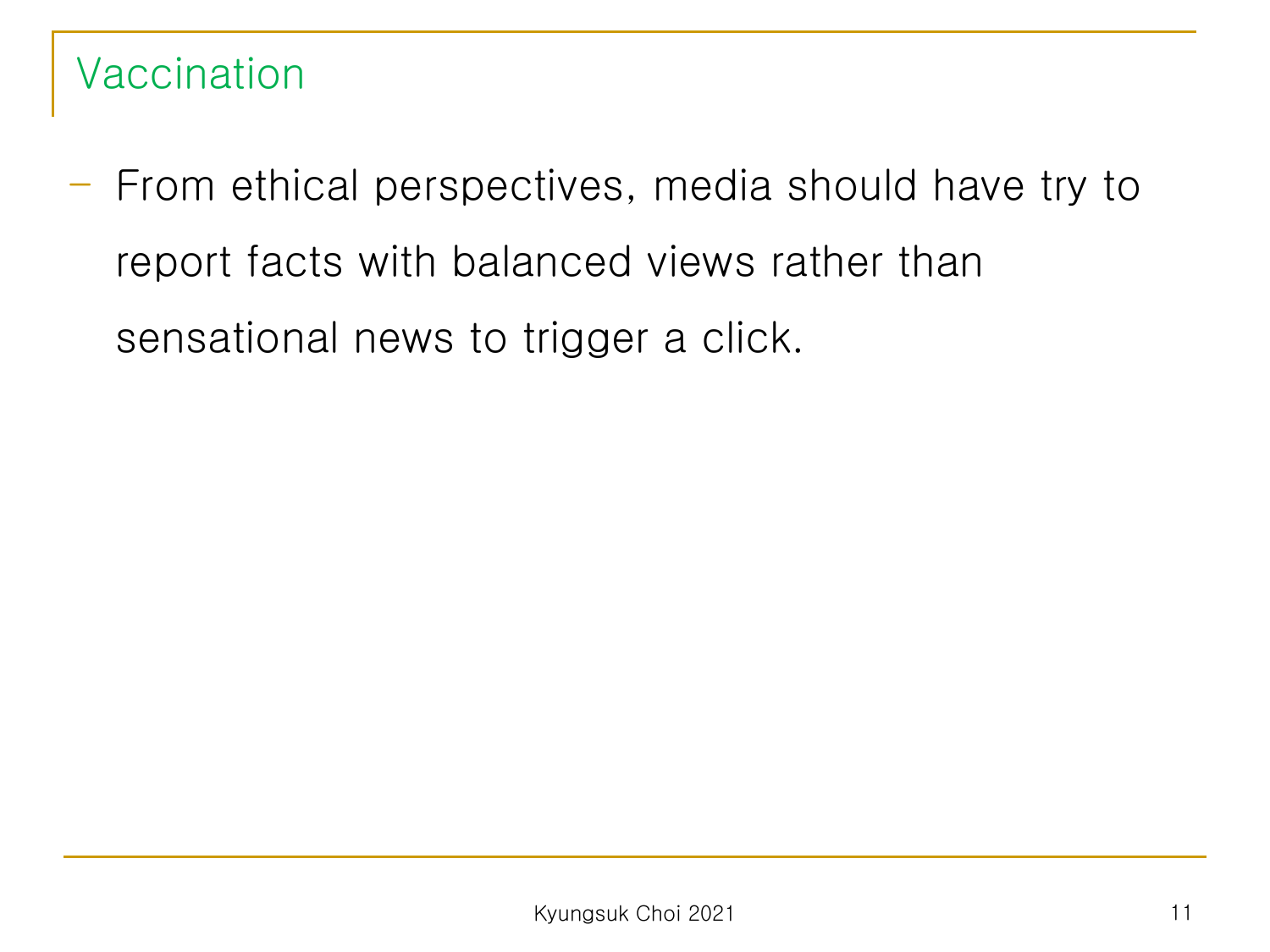## Vaccination

- From ethical perspectives, media should have try to report facts with balanced views rather than sensational news to trigger a click.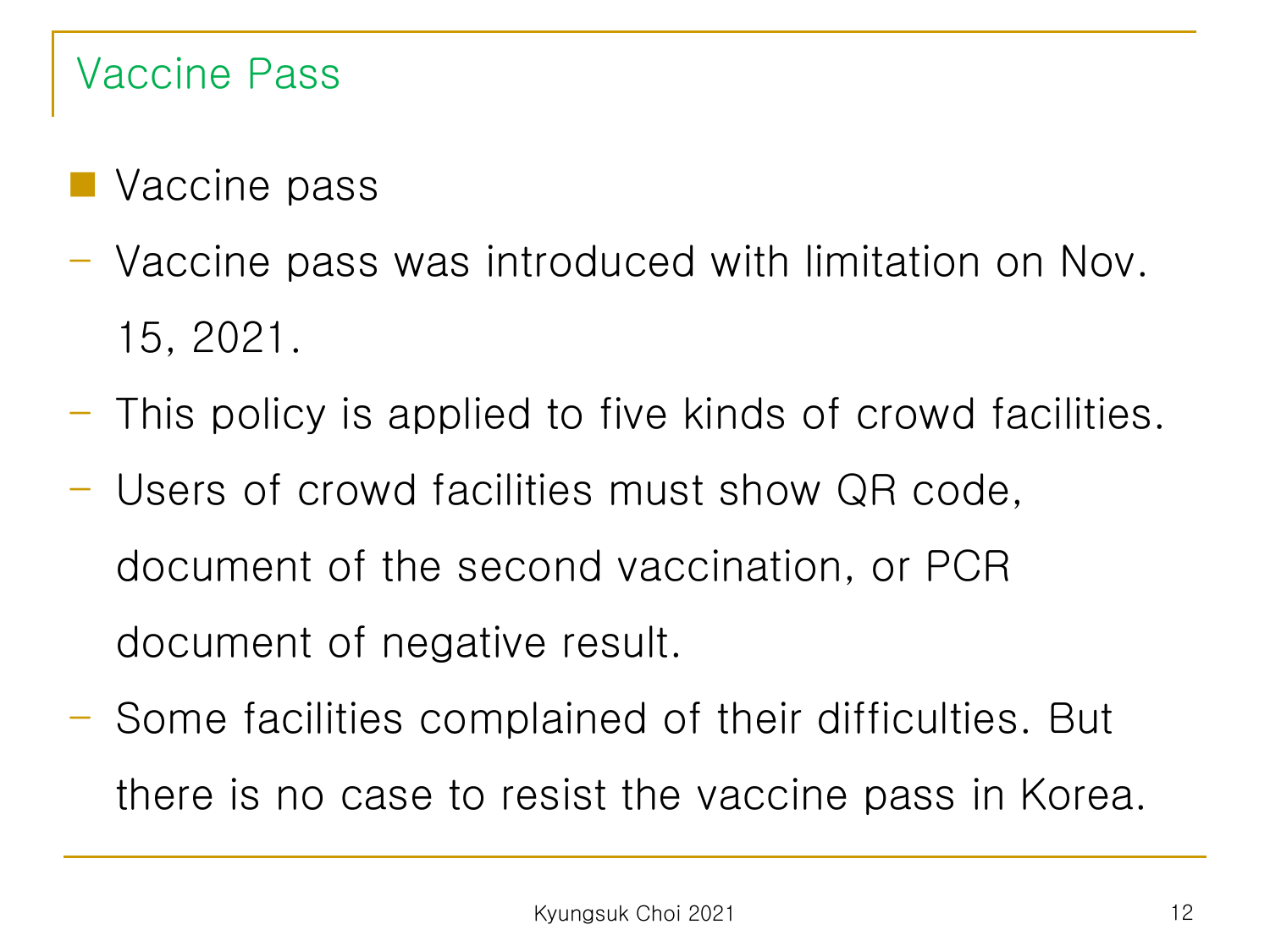## Vaccine Pass

- Vaccine pass
  - Vaccine pass was introduced with limitation on Nov. 15, 2021.
  - This policy is applied to five kinds of crowd facilities.
  - Users of crowd facilities must show QR code, document of the second vaccination, or PCR document of negative result.
  - Some facilities complained of their difficulties. But there is no case to resist the vaccine pass in Korea.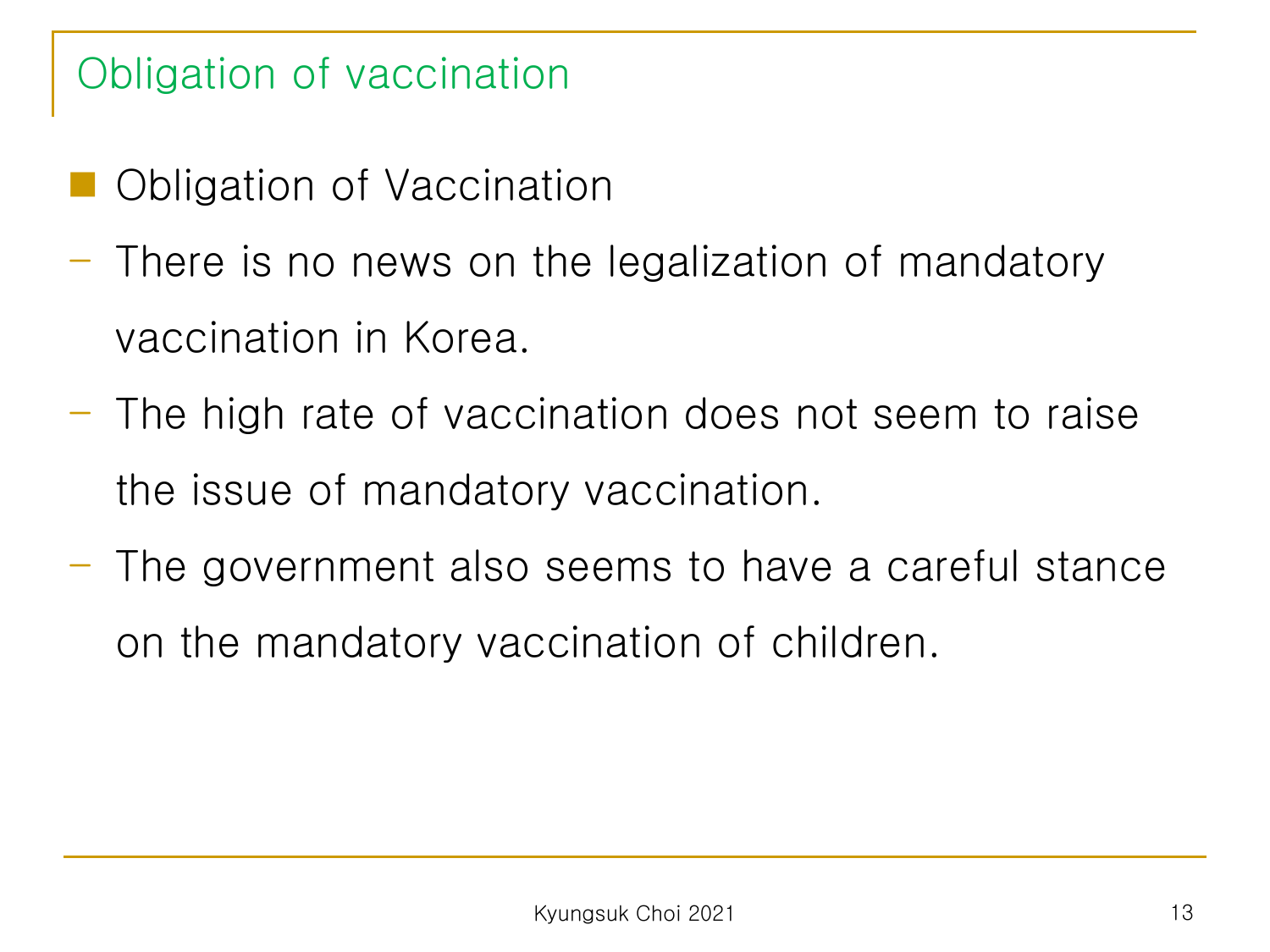# Obligation of vaccination

- Obligation of Vaccination
  - There is no news on the legalization of mandatory vaccination in Korea.
  - The high rate of vaccination does not seem to raise the issue of mandatory vaccination.
  - The government also seems to have a careful stance on the mandatory vaccination of children.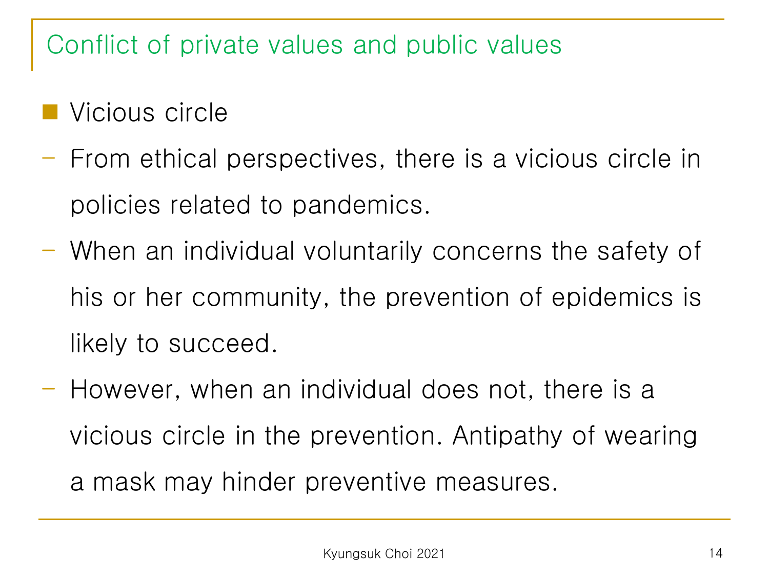## Conflict of private values and public values

- Vicious circle
  - From ethical perspectives, there is a vicious circle in policies related to pandemics.
  - When an individual voluntarily concerns the safety of his or her community, the prevention of epidemics is likely to succeed.
  - However, when an individual does not, there is a vicious circle in the prevention. Antipathy of wearing a mask may hinder preventive measures.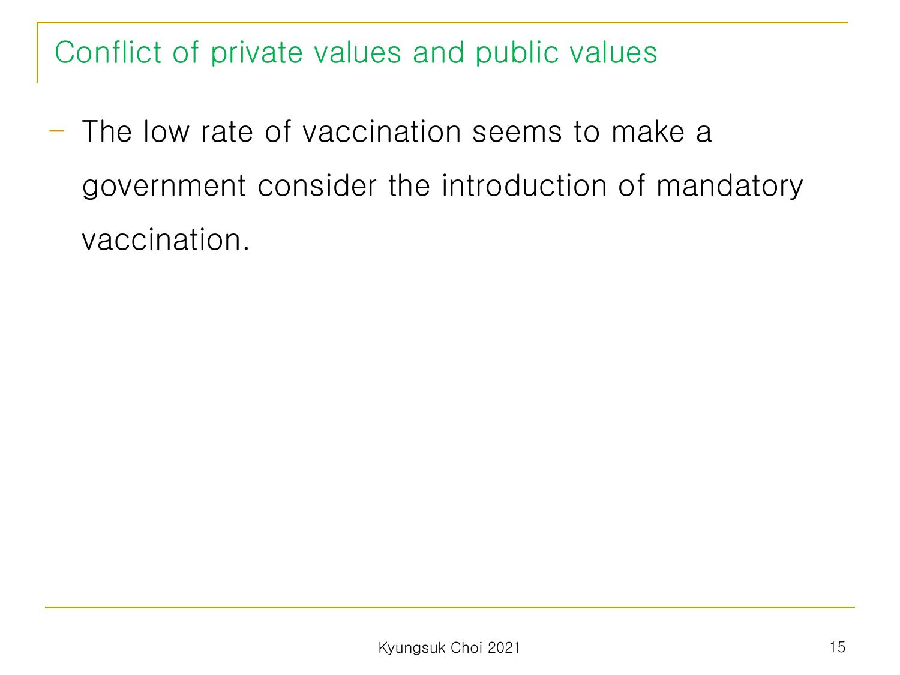## Conflict of private values and public values

- The low rate of vaccination seems to make a government consider the introduction of mandatory vaccination.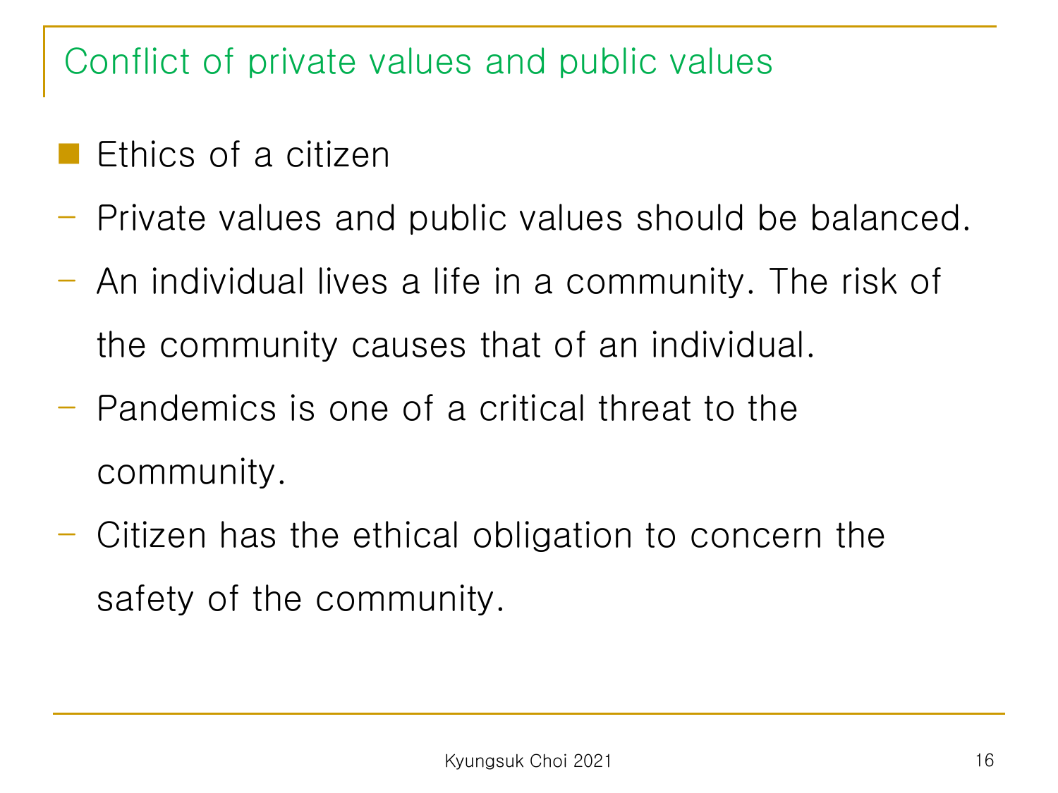## Conflict of private values and public values

- Ethics of a citizen
  - Private values and public values should be balanced.
  - An individual lives a life in a community. The risk of the community causes that of an individual.
  - Pandemics is one of a critical threat to the community.
  - Citizen has the ethical obligation to concern the safety of the community.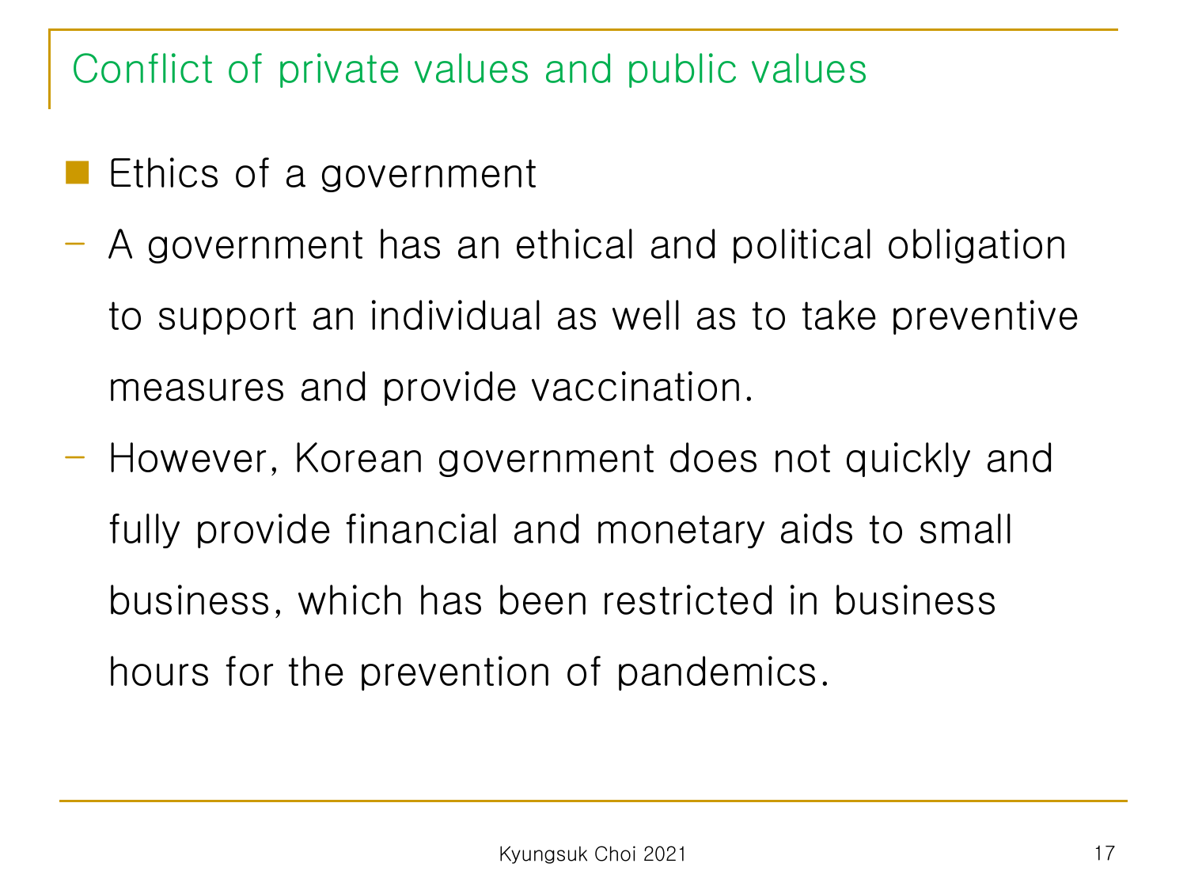## Conflict of private values and public values

- Ethics of a government
  - A government has an ethical and political obligation to support an individual as well as to take preventive measures and provide vaccination.
  - However, Korean government does not quickly and fully provide financial and monetary aids to small business, which has been restricted in business hours for the prevention of pandemics.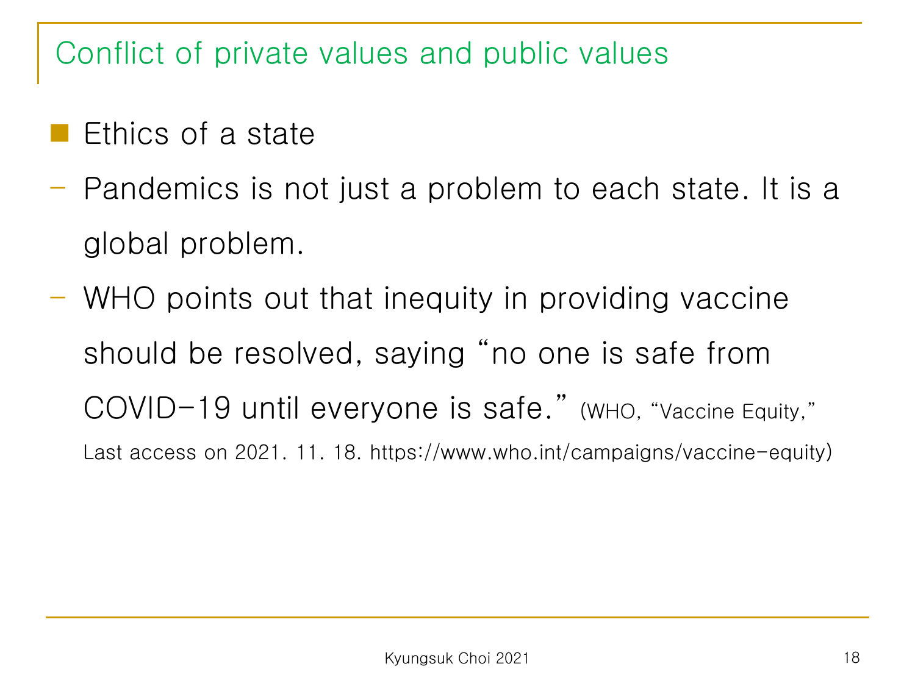## Conflict of private values and public values

- Ethics of a state
  - Pandemics is not just a problem to each state. It is a global problem.
  - WHO points out that inequity in providing vaccine should be resolved, saying "no one is safe from COVID-19 until everyone is safe." (WHO, "Vaccine Equity," Last access on 2021. 11. 18. https://www.who.int/campaigns/vaccine-equity)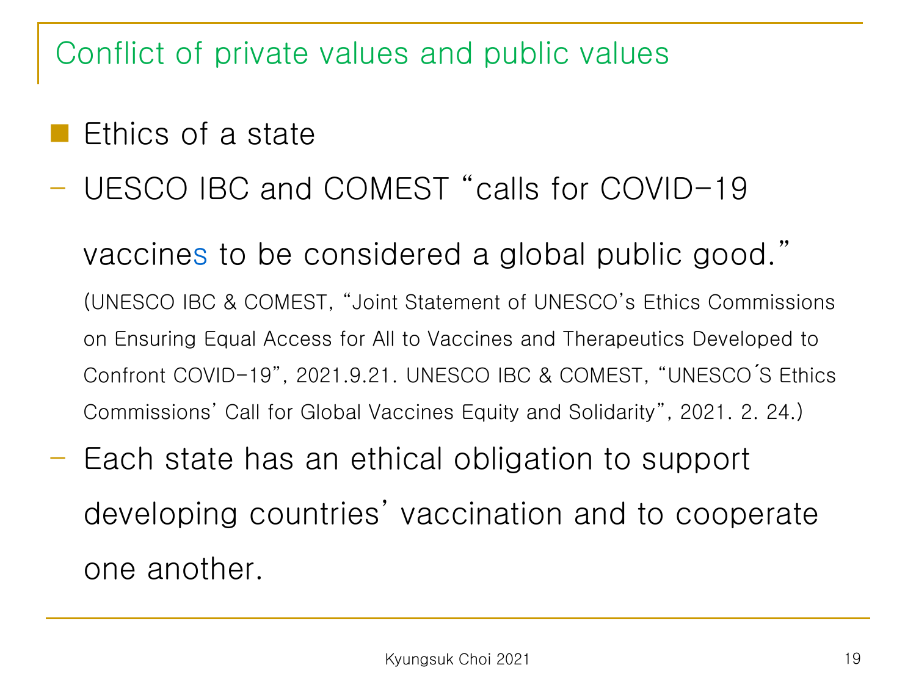## Conflict of private values and public values

- Ethics of a state
  - UESCO IBC and COMEST "calls for COVID-19 vaccines to be considered a global public good."
    (UNESCO IBC & COMEST, "Joint Statement of UNESCO's Ethics Commissions on Ensuring Equal Access for All to Vaccines and Therapeutics Developed to Confront COVID-19", 2021.9.21. UNESCO IBC & COMEST, "UNESCO´S Ethics Commissions' Call for Global Vaccines Equity and Solidarity", 2021. 2. 24.)
  - Each state has an ethical obligation to support developing countries' vaccination and to cooperate one another.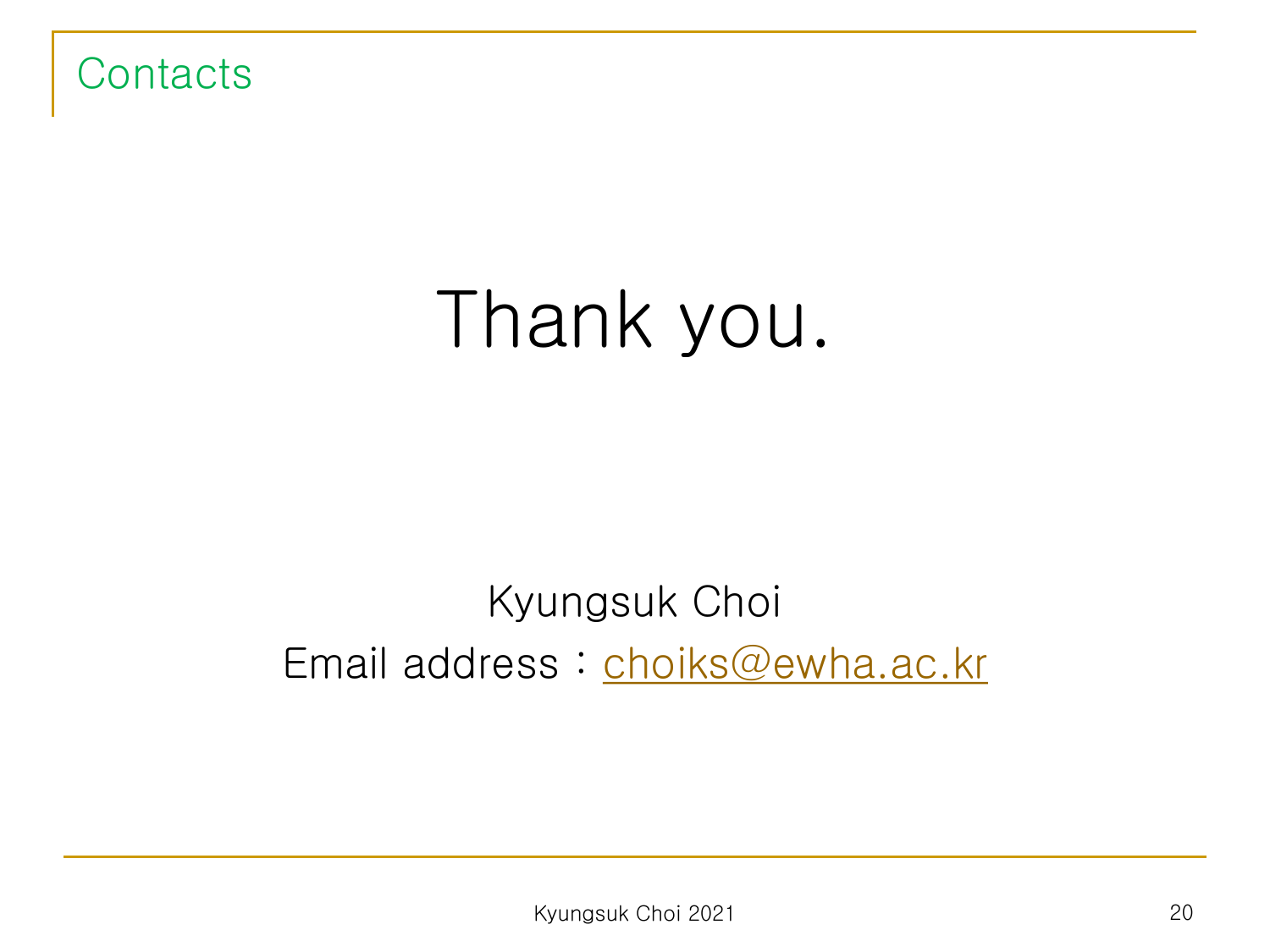## Contacts

# Thank you.

Kyungsuk Choi

Email address : choiks@ewha.ac.kr